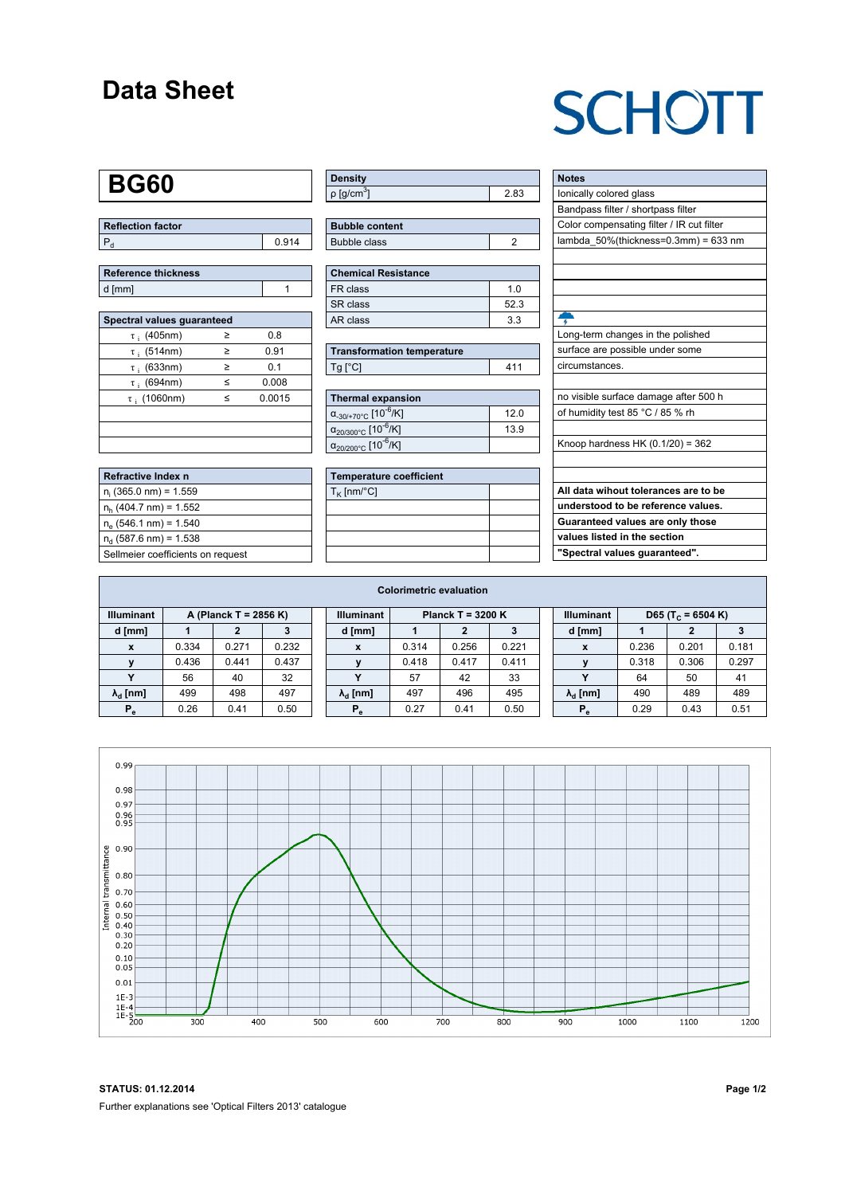# Data Sheet

SCHOTT

## BG60

| Reflection factor | |
|---|---|
| $P_d$ | 0.914 |

| Reference thickness | |
|---|---|
| d [mm] | 1 |

| Spectral values guaranteed | | |
|---|---|---|
| $\tau_i$ (405nm) | ≥ | 0.8 |
| $\tau_i$ (514nm) | ≥ | 0.91 |
| $\tau_i$ (633nm) | ≥ | 0.1 |
| $\tau_i$ (694nm) | ≤ | 0.008 |
| $\tau_i$ (1060nm) | ≤ | 0.0015 |

| Refractive Index n |
|---|
| $n_i$ (365.0 nm) = 1.559 |
| $n_h$ (404.7 nm) = 1.552 |
| $n_e$ (546.1 nm) = 1.540 |
| $n_d$ (587.6 nm) = 1.538 |
| Sellmeier coefficients on request |

| Density | |
|---|---|
| ρ [g/cm$^3$] | 2.83 |

| Bubble content | |
|---|---|
| Bubble class | 2 |

| Chemical Resistance | |
|---|---|
| FR class | 1.0 |
| SR class | 52.3 |
| AR class | 3.3 |

| Transformation temperature | |
|---|---|
| Tg [°C] | 411 |

| Thermal expansion | |
|---|---|
| $\alpha_{-30/+70°C}$ [$10^{-6}$/K] | 12.0 |
| $\alpha_{20/300°C}$ [$10^{-6}$/K] | 13.9 |
| $\alpha_{20/200°C}$ [$10^{-6}$/K] | |

| Temperature coefficient | |
|---|---|
| $T_K$ [nm/°C] | |

| Notes |
|---|
| Ionically colored glass |
| Bandpass filter / shortpass filter |
| Color compensating filter / IR cut filter |
| lambda_50%(thickness=0.3mm) = 633 nm |
| Long-term changes in the polished surface are possible under some circumstances. |
| no visible surface damage after 500 h of humidity test 85 °C / 85 % rh |
| Knoop hardness HK (0.1/20) = 362 |

**All data wihout tolerances are to be understood to be reference values. Guaranteed values are only those values listed in the section "Spectral values guaranteed".**

### Colorimetric evaluation

| Illuminant | A (Planck T = 2856 K) | | |
|---|---|---|---|
| d [mm] | 1 | 2 | 3 |
| x | 0.334 | 0.271 | 0.232 |
| y | 0.436 | 0.441 | 0.437 |
| Y | 56 | 40 | 32 |
| $\lambda_d$ [nm] | 499 | 498 | 497 |
| $P_e$ | 0.26 | 0.41 | 0.50 |

| Illuminant | Planck T = 3200 K | | |
|---|---|---|---|
| d [mm] | 1 | 2 | 3 |
| x | 0.314 | 0.256 | 0.221 |
| y | 0.418 | 0.417 | 0.411 |
| Y | 57 | 42 | 33 |
| $\lambda_d$ [nm] | 497 | 496 | 495 |
| $P_e$ | 0.27 | 0.41 | 0.50 |

| Illuminant | D65 ($T_c$ = 6504 K) | | |
|---|---|---|---|
| d [mm] | 1 | 2 | 3 |
| x | 0.236 | 0.201 | 0.181 |
| y | 0.318 | 0.306 | 0.297 |
| Y | 64 | 50 | 41 |
| $\lambda_d$ [nm] | 490 | 489 | 489 |
| $P_e$ | 0.29 | 0.43 | 0.51 |

**STATUS: 01.12.2014**

Further explanations see 'Optical Filters 2013' catalogue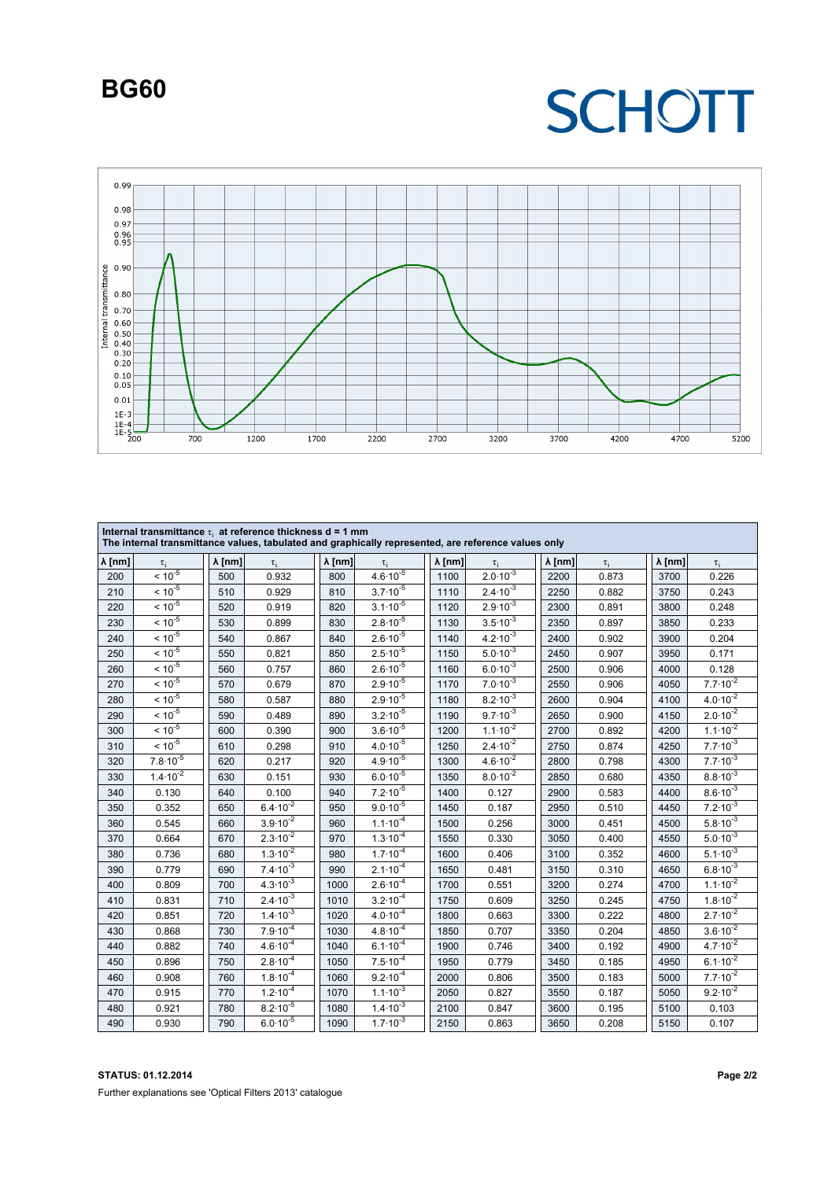# BG60

SCHOTT

Internal transmittance

0.99
0.98
0.97
0.96
0.95
0.90
0.80
0.70
0.60
0.50
0.40
0.30
0.20
0.10
0.05
0.01
1E-3
1E-4
1E-5

200
700
1200
1700
2200
2700
3200
3700
4200
4700
5200

**Internal transmittance $\tau_i$ at reference thickness d = 1 mm**
**The internal transmittance values, tabulated and graphically represented, are reference values only**

| λ [nm] | $\tau_i$ | λ [nm] | $\tau_i$ | λ [nm] | $\tau_i$ | λ [nm] | $\tau_i$ | λ [nm] | $\tau_i$ | λ [nm] | $\tau_i$ |
|---|---|---|---|---|---|---|---|---|---|---|---|
| 200 | $< 10^{-5}$ | 500 | 0.932 | 800 | $4.6 \cdot 10^{-5}$ | 1100 | $2.0 \cdot 10^{-3}$ | 2200 | 0.873 | 3700 | 0.226 |
| 210 | $< 10^{-5}$ | 510 | 0.929 | 810 | $3.7 \cdot 10^{-5}$ | 1110 | $2.4 \cdot 10^{-3}$ | 2250 | 0.882 | 3750 | 0.243 |
| 220 | $< 10^{-5}$ | 520 | 0.919 | 820 | $3.1 \cdot 10^{-5}$ | 1120 | $2.9 \cdot 10^{-3}$ | 2300 | 0.891 | 3800 | 0.248 |
| 230 | $< 10^{-5}$ | 530 | 0.899 | 830 | $2.8 \cdot 10^{-5}$ | 1130 | $3.5 \cdot 10^{-3}$ | 2350 | 0.897 | 3850 | 0.233 |
| 240 | $< 10^{-5}$ | 540 | 0.867 | 840 | $2.6 \cdot 10^{-5}$ | 1140 | $4.2 \cdot 10^{-3}$ | 2400 | 0.902 | 3900 | 0.204 |
| 250 | $< 10^{-5}$ | 550 | 0.821 | 850 | $2.5 \cdot 10^{-5}$ | 1150 | $5.0 \cdot 10^{-3}$ | 2450 | 0.907 | 3950 | 0.171 |
| 260 | $< 10^{-5}$ | 560 | 0.757 | 860 | $2.6 \cdot 10^{-5}$ | 1160 | $6.0 \cdot 10^{-3}$ | 2500 | 0.906 | 4000 | 0.128 |
| 270 | $< 10^{-5}$ | 570 | 0.679 | 870 | $2.9 \cdot 10^{-5}$ | 1170 | $7.0 \cdot 10^{-3}$ | 2550 | 0.906 | 4050 | $7.7 \cdot 10^{-2}$ |
| 280 | $< 10^{-5}$ | 580 | 0.587 | 880 | $2.9 \cdot 10^{-5}$ | 1180 | $8.2 \cdot 10^{-3}$ | 2600 | 0.904 | 4100 | $4.0 \cdot 10^{-2}$ |
| 290 | $< 10^{-5}$ | 590 | 0.489 | 890 | $3.2 \cdot 10^{-5}$ | 1190 | $9.7 \cdot 10^{-3}$ | 2650 | 0.900 | 4150 | $2.0 \cdot 10^{-2}$ |
| 300 | $< 10^{-5}$ | 600 | 0.390 | 900 | $3.6 \cdot 10^{-5}$ | 1200 | $1.1 \cdot 10^{-2}$ | 2700 | 0.892 | 4200 | $1.1 \cdot 10^{-2}$ |
| 310 | $< 10^{-5}$ | 610 | 0.298 | 910 | $4.0 \cdot 10^{-5}$ | 1250 | $2.4 \cdot 10^{-2}$ | 2750 | 0.874 | 4250 | $7.7 \cdot 10^{-3}$ |
| 320 | $7.8 \cdot 10^{-5}$ | 620 | 0.217 | 920 | $4.9 \cdot 10^{-5}$ | 1300 | $4.6 \cdot 10^{-2}$ | 2800 | 0.798 | 4300 | $7.7 \cdot 10^{-3}$ |
| 330 | $1.4 \cdot 10^{-2}$ | 630 | 0.151 | 930 | $6.0 \cdot 10^{-5}$ | 1350 | $8.0 \cdot 10^{-2}$ | 2850 | 0.680 | 4350 | $8.8 \cdot 10^{-3}$ |
| 340 | 0.130 | 640 | 0.100 | 940 | $7.2 \cdot 10^{-5}$ | 1400 | 0.127 | 2900 | 0.583 | 4400 | $8.6 \cdot 10^{-3}$ |
| 350 | 0.352 | 650 | $6.4 \cdot 10^{-2}$ | 950 | $9.0 \cdot 10^{-5}$ | 1450 | 0.187 | 2950 | 0.510 | 4450 | $7.2 \cdot 10^{-3}$ |
| 360 | 0.545 | 660 | $3.9 \cdot 10^{-2}$ | 960 | $1.1 \cdot 10^{-4}$ | 1500 | 0.256 | 3000 | 0.451 | 4500 | $5.8 \cdot 10^{-3}$ |
| 370 | 0.664 | 670 | $2.3 \cdot 10^{-2}$ | 970 | $1.3 \cdot 10^{-4}$ | 1550 | 0.330 | 3050 | 0.400 | 4550 | $5.0 \cdot 10^{-3}$ |
| 380 | 0.736 | 680 | $1.3 \cdot 10^{-2}$ | 980 | $1.7 \cdot 10^{-4}$ | 1600 | 0.406 | 3100 | 0.352 | 4600 | $5.1 \cdot 10^{-3}$ |
| 390 | 0.779 | 690 | $7.4 \cdot 10^{-3}$ | 990 | $2.1 \cdot 10^{-4}$ | 1650 | 0.481 | 3150 | 0.310 | 4650 | $6.8 \cdot 10^{-3}$ |
| 400 | 0.809 | 700 | $4.3 \cdot 10^{-3}$ | 1000 | $2.6 \cdot 10^{-4}$ | 1700 | 0.551 | 3200 | 0.274 | 4700 | $1.1 \cdot 10^{-2}$ |
| 410 | 0.831 | 710 | $2.4 \cdot 10^{-3}$ | 1010 | $3.2 \cdot 10^{-4}$ | 1750 | 0.609 | 3250 | 0.245 | 4750 | $1.8 \cdot 10^{-2}$ |
| 420 | 0.851 | 720 | $1.4 \cdot 10^{-3}$ | 1020 | $4.0 \cdot 10^{-4}$ | 1800 | 0.663 | 3300 | 0.222 | 4800 | $2.7 \cdot 10^{-2}$ |
| 430 | 0.868 | 730 | $7.9 \cdot 10^{-4}$ | 1030 | $4.8 \cdot 10^{-4}$ | 1850 | 0.707 | 3350 | 0.204 | 4850 | $3.6 \cdot 10^{-2}$ |
| 440 | 0.882 | 740 | $4.6 \cdot 10^{-4}$ | 1040 | $6.1 \cdot 10^{-4}$ | 1900 | 0.746 | 3400 | 0.192 | 4900 | $4.7 \cdot 10^{-2}$ |
| 450 | 0.896 | 750 | $2.8 \cdot 10^{-4}$ | 1050 | $7.5 \cdot 10^{-4}$ | 1950 | 0.779 | 3450 | 0.185 | 4950 | $6.1 \cdot 10^{-2}$ |
| 460 | 0.908 | 760 | $1.8 \cdot 10^{-4}$ | 1060 | $9.2 \cdot 10^{-4}$ | 2000 | 0.806 | 3500 | 0.183 | 5000 | $7.7 \cdot 10^{-2}$ |
| 470 | 0.915 | 770 | $1.2 \cdot 10^{-4}$ | 1070 | $1.1 \cdot 10^{-3}$ | 2050 | 0.827 | 3550 | 0.187 | 5050 | $9.2 \cdot 10^{-2}$ |
| 480 | 0.921 | 780 | $8.2 \cdot 10^{-5}$ | 1080 | $1.4 \cdot 10^{-3}$ | 2100 | 0.847 | 3600 | 0.195 | 5100 | 0.103 |
| 490 | 0.930 | 790 | $6.0 \cdot 10^{-5}$ | 1090 | $1.7 \cdot 10^{-3}$ | 2150 | 0.863 | 3650 | 0.208 | 5150 | 0.107 |

**STATUS: 01.12.2014**

Further explanations see 'Optical Filters 2013' catalogue